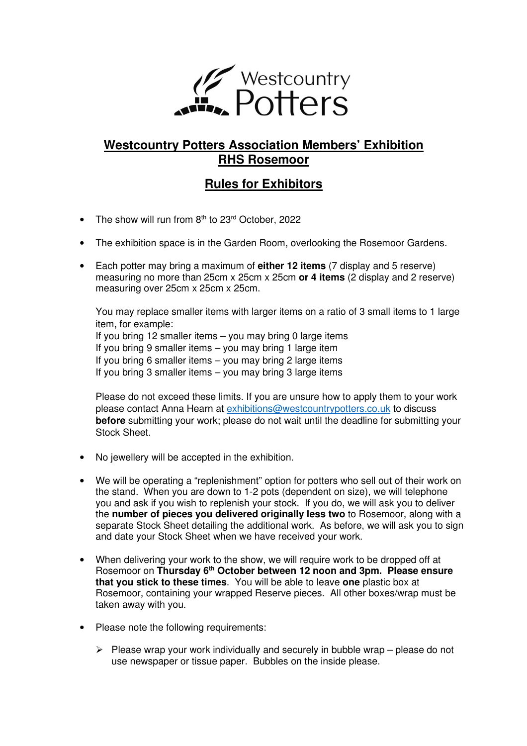Westcountry Potters

# Westcountry Potters Association Members' Exhibition
# RHS Rosemoor

## Rules for Exhibitors

- The show will run from 8th to 23rd October, 2022
- The exhibition space is in the Garden Room, overlooking the Rosemoor Gardens.
- Each potter may bring a maximum of **either 12 items** (7 display and 5 reserve) measuring no more than 25cm x 25cm x 25cm **or 4 items** (2 display and 2 reserve) measuring over 25cm x 25cm x 25cm.

  You may replace smaller items with larger items on a ratio of 3 small items to 1 large item, for example:
  If you bring 12 smaller items – you may bring 0 large items
  If you bring 9 smaller items – you may bring 1 large item
  If you bring 6 smaller items – you may bring 2 large items
  If you bring 3 smaller items – you may bring 3 large items

  Please do not exceed these limits. If you are unsure how to apply them to your work please contact Anna Hearn at exhibitions@westcountrypotters.co.uk to discuss **before** submitting your work; please do not wait until the deadline for submitting your Stock Sheet.

- No jewellery will be accepted in the exhibition.
- We will be operating a "replenishment" option for potters who sell out of their work on the stand. When you are down to 1-2 pots (dependent on size), we will telephone you and ask if you wish to replenish your stock. If you do, we will ask you to deliver the **number of pieces you delivered originally less two** to Rosemoor, along with a separate Stock Sheet detailing the additional work. As before, we will ask you to sign and date your Stock Sheet when we have received your work.
- When delivering your work to the show, we will require work to be dropped off at Rosemoor on **Thursday 6th October between 12 noon and 3pm. Please ensure that you stick to these times**. You will be able to leave **one** plastic box at Rosemoor, containing your wrapped Reserve pieces. All other boxes/wrap must be taken away with you.
- Please note the following requirements:
  - Please wrap your work individually and securely in bubble wrap – please do not use newspaper or tissue paper. Bubbles on the inside please.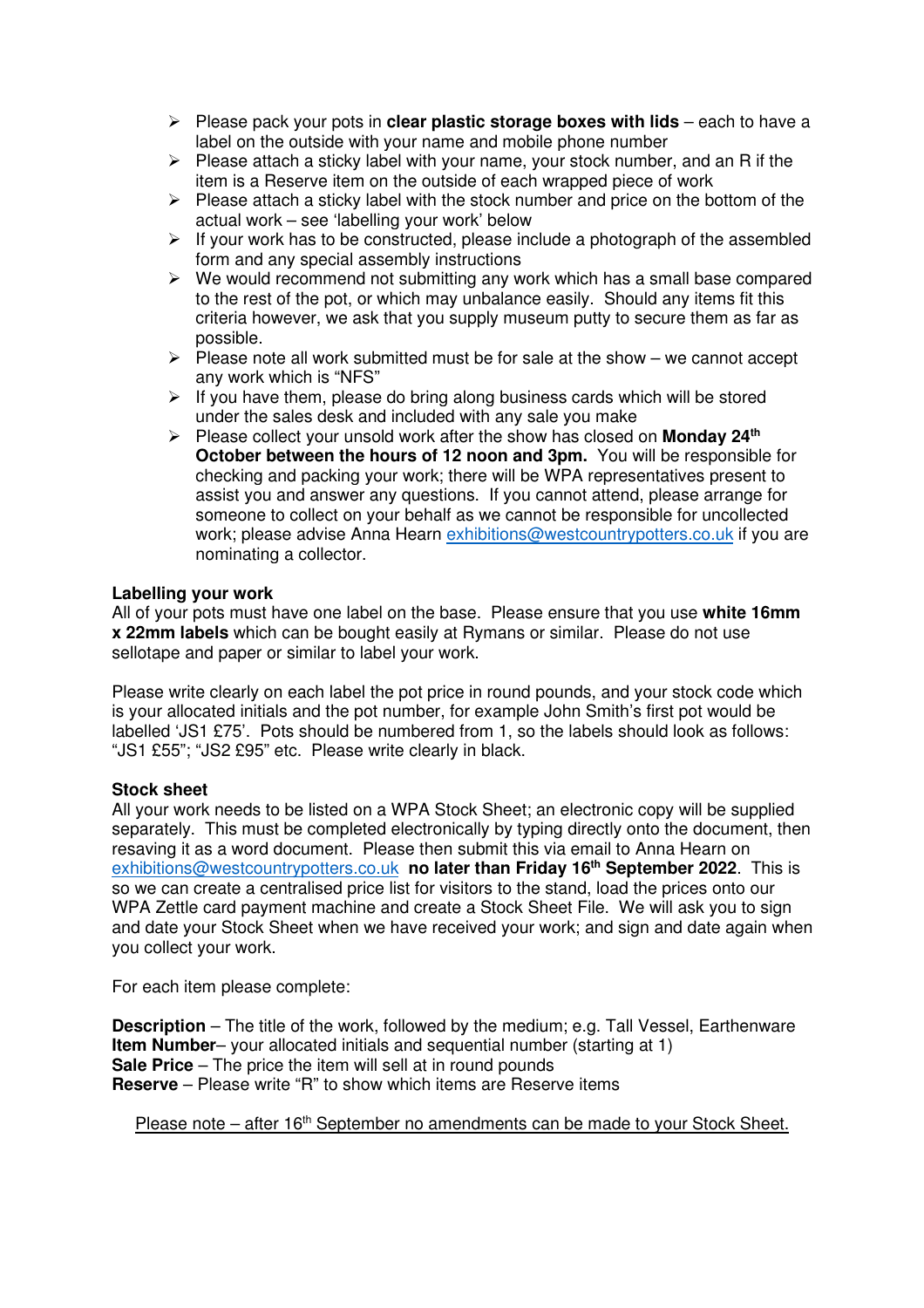- Please pack your pots in **clear plastic storage boxes with lids** – each to have a label on the outside with your name and mobile phone number
- Please attach a sticky label with your name, your stock number, and an R if the item is a Reserve item on the outside of each wrapped piece of work
- Please attach a sticky label with the stock number and price on the bottom of the actual work – see 'labelling your work' below
- If your work has to be constructed, please include a photograph of the assembled form and any special assembly instructions
- We would recommend not submitting any work which has a small base compared to the rest of the pot, or which may unbalance easily. Should any items fit this criteria however, we ask that you supply museum putty to secure them as far as possible.
- Please note all work submitted must be for sale at the show – we cannot accept any work which is "NFS"
- If you have them, please do bring along business cards which will be stored under the sales desk and included with any sale you make
- Please collect your unsold work after the show has closed on **Monday 24th October between the hours of 12 noon and 3pm.** You will be responsible for checking and packing your work; there will be WPA representatives present to assist you and answer any questions. If you cannot attend, please arrange for someone to collect on your behalf as we cannot be responsible for uncollected work; please advise Anna Hearn exhibitions@westcountrypotters.co.uk if you are nominating a collector.

**Labelling your work**

All of your pots must have one label on the base. Please ensure that you use **white 16mm x 22mm labels** which can be bought easily at Rymans or similar. Please do not use sellotape and paper or similar to label your work.

Please write clearly on each label the pot price in round pounds, and your stock code which is your allocated initials and the pot number, for example John Smith's first pot would be labelled 'JS1 £75'. Pots should be numbered from 1, so the labels should look as follows: "JS1 £55"; "JS2 £95" etc. Please write clearly in black.

**Stock sheet**

All your work needs to be listed on a WPA Stock Sheet; an electronic copy will be supplied separately. This must be completed electronically by typing directly onto the document, then resaving it as a word document. Please then submit this via email to Anna Hearn on exhibitions@westcountrypotters.co.uk **no later than Friday 16th September 2022**. This is so we can create a centralised price list for visitors to the stand, load the prices onto our WPA Zettle card payment machine and create a Stock Sheet File. We will ask you to sign and date your Stock Sheet when we have received your work; and sign and date again when you collect your work.

For each item please complete:

**Description** – The title of the work, followed by the medium; e.g. Tall Vessel, Earthenware
**Item Number**– your allocated initials and sequential number (starting at 1)
**Sale Price** – The price the item will sell at in round pounds
**Reserve** – Please write "R" to show which items are Reserve items

<u>Please note – after 16th September no amendments can be made to your Stock Sheet.</u>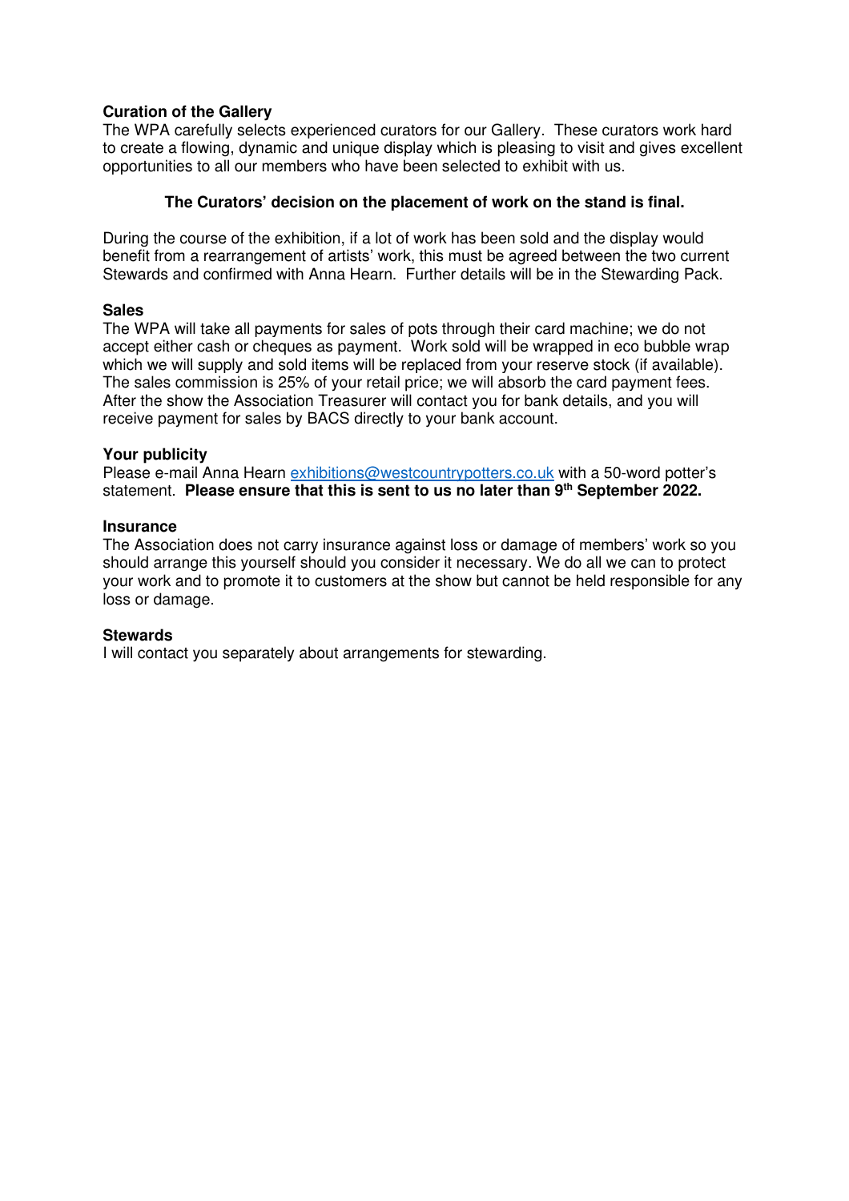**Curation of the Gallery**

The WPA carefully selects experienced curators for our Gallery. These curators work hard to create a flowing, dynamic and unique display which is pleasing to visit and gives excellent opportunities to all our members who have been selected to exhibit with us.

**The Curators' decision on the placement of work on the stand is final.**

During the course of the exhibition, if a lot of work has been sold and the display would benefit from a rearrangement of artists' work, this must be agreed between the two current Stewards and confirmed with Anna Hearn. Further details will be in the Stewarding Pack.

**Sales**

The WPA will take all payments for sales of pots through their card machine; we do not accept either cash or cheques as payment. Work sold will be wrapped in eco bubble wrap which we will supply and sold items will be replaced from your reserve stock (if available). The sales commission is 25% of your retail price; we will absorb the card payment fees. After the show the Association Treasurer will contact you for bank details, and you will receive payment for sales by BACS directly to your bank account.

**Your publicity**

Please e-mail Anna Hearn exhibitions@westcountrypotters.co.uk with a 50-word potter's statement. **Please ensure that this is sent to us no later than 9th September 2022.**

**Insurance**

The Association does not carry insurance against loss or damage of members' work so you should arrange this yourself should you consider it necessary. We do all we can to protect your work and to promote it to customers at the show but cannot be held responsible for any loss or damage.

**Stewards**

I will contact you separately about arrangements for stewarding.